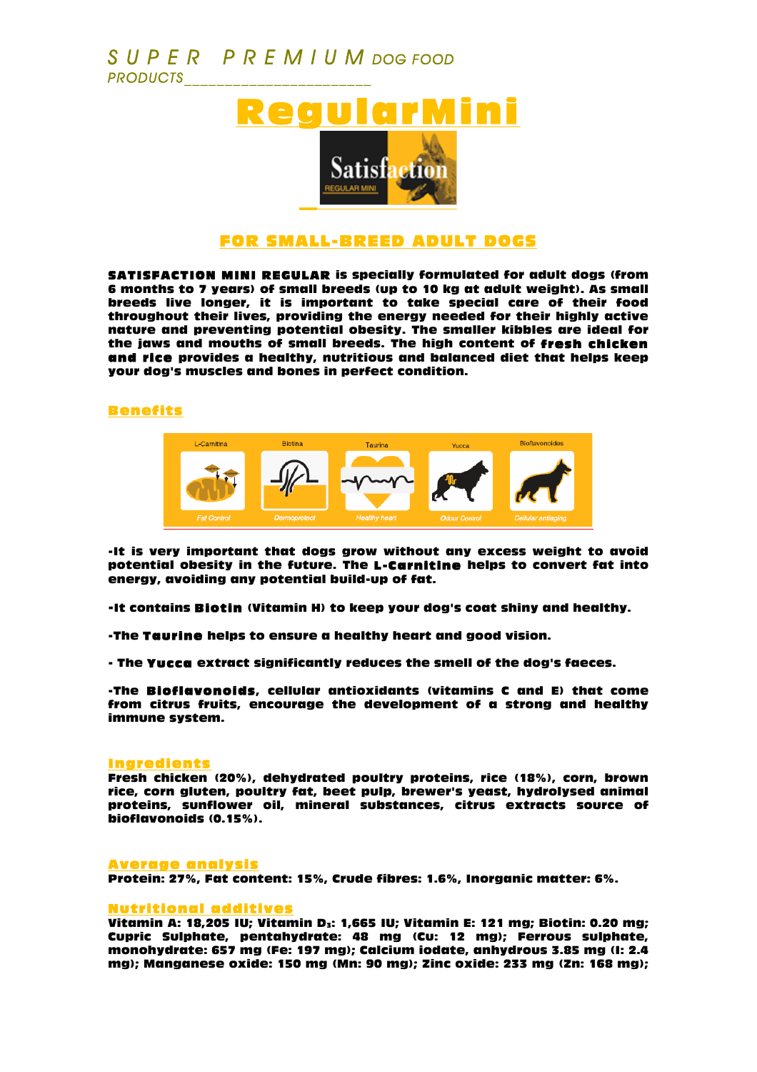SUPER PREMIUM DOG FOOD PRODUCTS

# RegularMini

## FOR SMALL-BREED ADULT DOGS

**SATISFACTION MINI REGULAR** is specially formulated for adult dogs (from 6 months to 7 years) of small breeds (up to 10 kg at adult weight). As small breeds live longer, it is important to take special care of their food throughout their lives, providing the energy needed for their highly active nature and preventing potential obesity. The smaller kibbles are ideal for the jaws and mouths of small breeds. The high content of **fresh chicken and rice** provides a healthy, nutritious and balanced diet that helps keep your dog's muscles and bones in perfect condition.

### Benefits

L-Carnitina – Fat Control
Biotina – Dermoprotect
Taurina – Healthy heart
Yucca – Odour Control
Bioflavonoides – Cellular antiaging

-It is very important that dogs grow without any excess weight to avoid potential obesity in the future. The **L-Carnitine** helps to convert fat into energy, avoiding any potential build-up of fat.

-It contains **Biotin** (Vitamin H) to keep your dog's coat shiny and healthy.

-The **Taurine** helps to ensure a healthy heart and good vision.

- The **Yucca** extract significantly reduces the smell of the dog's faeces.

-The **Bioflavonoids**, cellular antioxidants (vitamins C and E) that come from citrus fruits, encourage the development of a strong and healthy immune system.

### Ingredients

Fresh chicken (20%), dehydrated poultry proteins, rice (18%), corn, brown rice, corn gluten, poultry fat, beet pulp, brewer's yeast, hydrolysed animal proteins, sunflower oil, mineral substances, citrus extracts source of bioflavonoids (0.15%).

### Average analysis

Protein: 27%, Fat content: 15%, Crude fibres: 1.6%, Inorganic matter: 6%.

### Nutritional additives

Vitamin A: 18,205 IU; Vitamin $D_3$: 1,665 IU; Vitamin E: 121 mg; Biotin: 0.20 mg; Cupric Sulphate, pentahydrate: 48 mg (Cu: 12 mg); Ferrous sulphate, monohydrate: 657 mg (Fe: 197 mg); Calcium iodate, anhydrous 3.85 mg (I: 2.4 mg); Manganese oxide: 150 mg (Mn: 90 mg); Zinc oxide: 233 mg (Zn: 168 mg);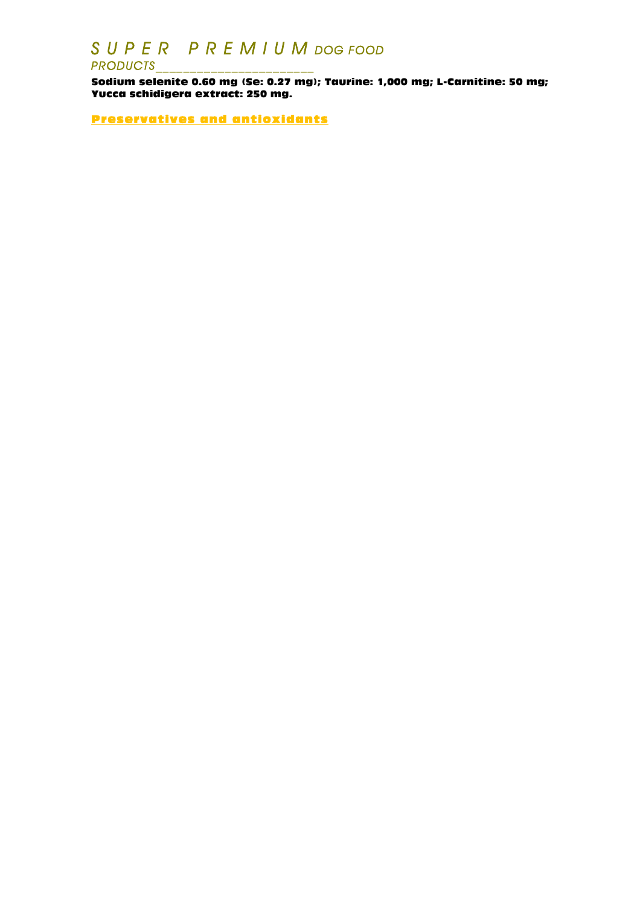**Sodium selenite 0.60 mg (Se: 0.27 mg); Taurine: 1,000 mg; L-Carnitine: 50 mg; Yucca schidigera extract: 250 mg.**

**Preservatives and antioxidants**